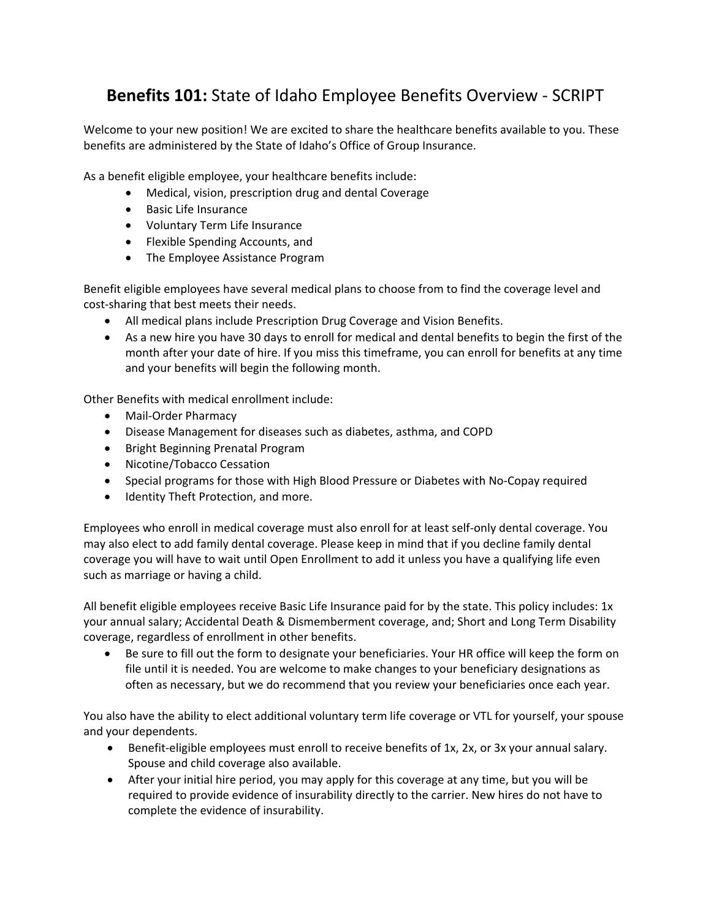# **Benefits 101:** State of Idaho Employee Benefits Overview - SCRIPT

Welcome to your new position! We are excited to share the healthcare benefits available to you. These benefits are administered by the State of Idaho's Office of Group Insurance.

As a benefit eligible employee, your healthcare benefits include:

- Medical, vision, prescription drug and dental Coverage
- Basic Life Insurance
- Voluntary Term Life Insurance
- Flexible Spending Accounts, and
- The Employee Assistance Program

Benefit eligible employees have several medical plans to choose from to find the coverage level and cost-sharing that best meets their needs.

- All medical plans include Prescription Drug Coverage and Vision Benefits.
- As a new hire you have 30 days to enroll for medical and dental benefits to begin the first of the month after your date of hire. If you miss this timeframe, you can enroll for benefits at any time and your benefits will begin the following month.

Other Benefits with medical enrollment include:

- Mail-Order Pharmacy
- Disease Management for diseases such as diabetes, asthma, and COPD
- Bright Beginning Prenatal Program
- Nicotine/Tobacco Cessation
- Special programs for those with High Blood Pressure or Diabetes with No-Copay required
- Identity Theft Protection, and more.

Employees who enroll in medical coverage must also enroll for at least self-only dental coverage. You may also elect to add family dental coverage. Please keep in mind that if you decline family dental coverage you will have to wait until Open Enrollment to add it unless you have a qualifying life even such as marriage or having a child.

All benefit eligible employees receive Basic Life Insurance paid for by the state. This policy includes: 1x your annual salary; Accidental Death & Dismemberment coverage, and; Short and Long Term Disability coverage, regardless of enrollment in other benefits.

- Be sure to fill out the form to designate your beneficiaries. Your HR office will keep the form on file until it is needed. You are welcome to make changes to your beneficiary designations as often as necessary, but we do recommend that you review your beneficiaries once each year.

You also have the ability to elect additional voluntary term life coverage or VTL for yourself, your spouse and your dependents.

- Benefit-eligible employees must enroll to receive benefits of 1x, 2x, or 3x your annual salary. Spouse and child coverage also available.
- After your initial hire period, you may apply for this coverage at any time, but you will be required to provide evidence of insurability directly to the carrier. New hires do not have to complete the evidence of insurability.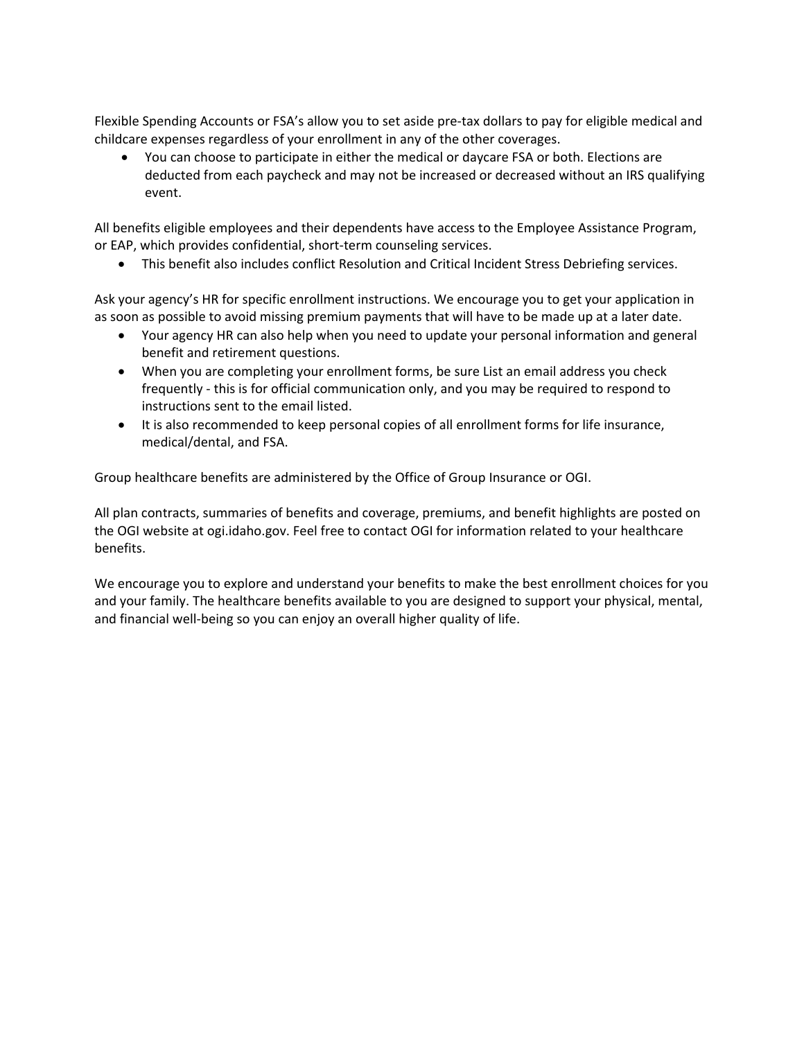Flexible Spending Accounts or FSA's allow you to set aside pre-tax dollars to pay for eligible medical and childcare expenses regardless of your enrollment in any of the other coverages.

- You can choose to participate in either the medical or daycare FSA or both. Elections are deducted from each paycheck and may not be increased or decreased without an IRS qualifying event.

All benefits eligible employees and their dependents have access to the Employee Assistance Program, or EAP, which provides confidential, short-term counseling services.

- This benefit also includes conflict Resolution and Critical Incident Stress Debriefing services.

Ask your agency's HR for specific enrollment instructions. We encourage you to get your application in as soon as possible to avoid missing premium payments that will have to be made up at a later date.

- Your agency HR can also help when you need to update your personal information and general benefit and retirement questions.
- When you are completing your enrollment forms, be sure List an email address you check frequently - this is for official communication only, and you may be required to respond to instructions sent to the email listed.
- It is also recommended to keep personal copies of all enrollment forms for life insurance, medical/dental, and FSA.

Group healthcare benefits are administered by the Office of Group Insurance or OGI.

All plan contracts, summaries of benefits and coverage, premiums, and benefit highlights are posted on the OGI website at ogi.idaho.gov. Feel free to contact OGI for information related to your healthcare benefits.

We encourage you to explore and understand your benefits to make the best enrollment choices for you and your family. The healthcare benefits available to you are designed to support your physical, mental, and financial well-being so you can enjoy an overall higher quality of life.